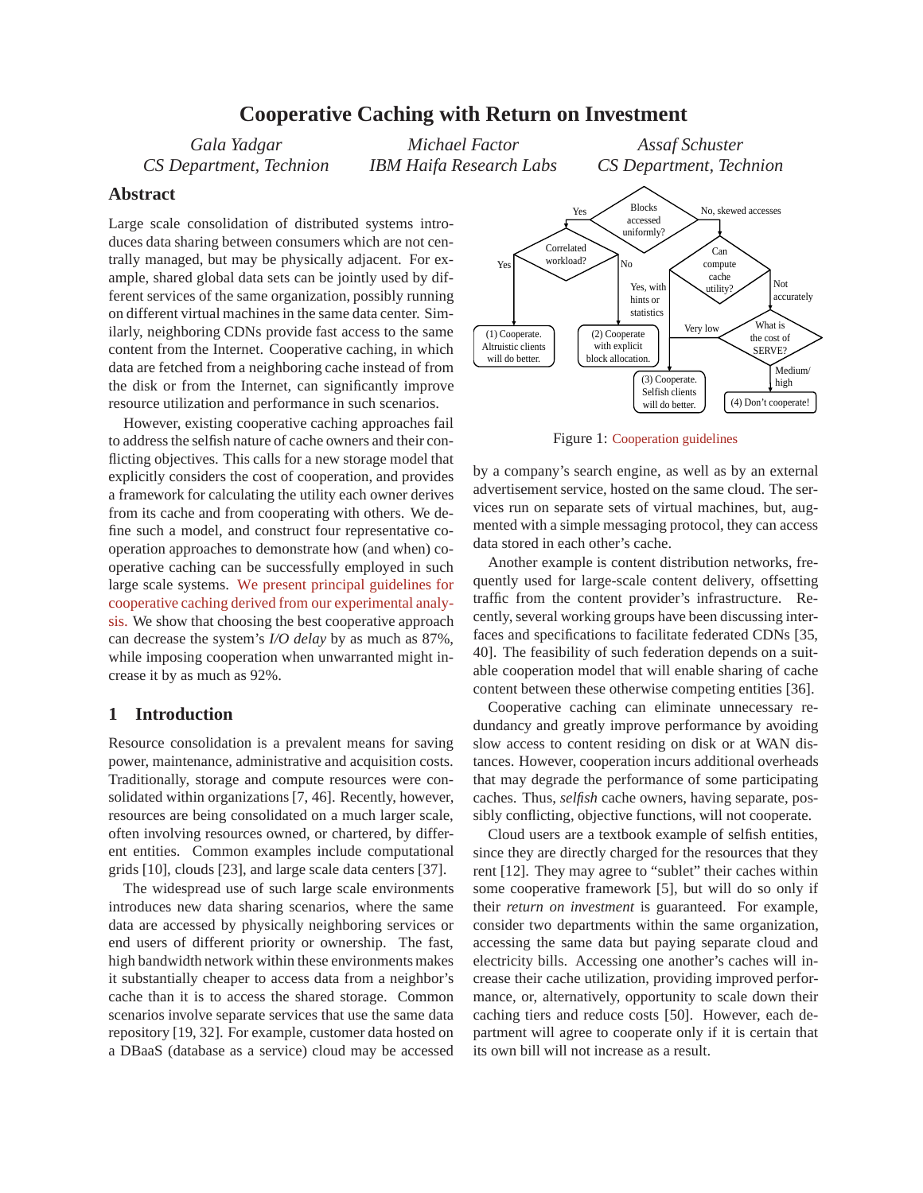# Cooperative Caching with Return on Investment

*Gala Yadgar*
*CS Department, Technion*

*Michael Factor*
*IBM Haifa Research Labs*

*Assaf Schuster*
*CS Department, Technion*

## Abstract

Large scale consolidation of distributed systems introduces data sharing between consumers which are not centrally managed, but may be physically adjacent. For example, shared global data sets can be jointly used by different services of the same organization, possibly running on different virtual machines in the same data center. Similarly, neighboring CDNs provide fast access to the same content from the Internet. Cooperative caching, in which data are fetched from a neighboring cache instead of from the disk or from the Internet, can significantly improve resource utilization and performance in such scenarios.

However, existing cooperative caching approaches fail to address the selfish nature of cache owners and their conflicting objectives. This calls for a new storage model that explicitly considers the cost of cooperation, and provides a framework for calculating the utility each owner derives from its cache and from cooperating with others. We define such a model, and construct four representative cooperation approaches to demonstrate how (and when) cooperative caching can be successfully employed in such large scale systems. We present principal guidelines for cooperative caching derived from our experimental analysis. We show that choosing the best cooperative approach can decrease the system's *I/O delay* by as much as 87%, while imposing cooperation when unwarranted might increase it by as much as 92%.

## 1 Introduction

Resource consolidation is a prevalent means for saving power, maintenance, administrative and acquisition costs. Traditionally, storage and compute resources were consolidated within organizations [7, 46]. Recently, however, resources are being consolidated on a much larger scale, often involving resources owned, or chartered, by different entities. Common examples include computational grids [10], clouds [23], and large scale data centers [37].

The widespread use of such large scale environments introduces new data sharing scenarios, where the same data are accessed by physically neighboring services or end users of different priority or ownership. The fast, high bandwidth network within these environments makes it substantially cheaper to access data from a neighbor's cache than it is to access the shared storage. Common scenarios involve separate services that use the same data repository [19, 32]. For example, customer data hosted on a DBaaS (database as a service) cloud may be accessed by a company's search engine, as well as by an external advertisement service, hosted on the same cloud. The services run on separate sets of virtual machines, but, augmented with a simple messaging protocol, they can access data stored in each other's cache.

Another example is content distribution networks, frequently used for large-scale content delivery, offsetting traffic from the content provider's infrastructure. Recently, several working groups have been discussing interfaces and specifications to facilitate federated CDNs [35, 40]. The feasibility of such federation depends on a suitable cooperation model that will enable sharing of cache content between these otherwise competing entities [36].

Cooperative caching can eliminate unnecessary redundancy and greatly improve performance by avoiding slow access to content residing on disk or at WAN distances. However, cooperation incurs additional overheads that may degrade the performance of some participating caches. Thus, *selfish* cache owners, having separate, possibly conflicting, objective functions, will not cooperate.

Cloud users are a textbook example of selfish entities, since they are directly charged for the resources that they rent [12]. They may agree to "sublet" their caches within some cooperative framework [5], but will do so only if their *return on investment* is guaranteed. For example, consider two departments within the same organization, accessing the same data but paying separate cloud and electricity bills. Accessing one another's caches will increase their cache utilization, providing improved performance, or, alternatively, opportunity to scale down their caching tiers and reduce costs [50]. However, each department will agree to cooperate only if it is certain that its own bill will not increase as a result.

Blocks accessed uniformly? — Yes: Correlated workload? — Yes: (1) Cooperate. Altruistic clients will do better. — No: (2) Cooperate with explicit block allocation.
Blocks accessed uniformly? — No, skewed accesses: Can compute cache utility? — Yes, with hints or statistics: (2) Cooperate with explicit block allocation. — Not accurately: What is the cost of SERVE? — Very low: (3) Cooperate. Selfish clients will do better. — Medium/high: (4) Don't cooperate!

Figure 1: Cooperation guidelines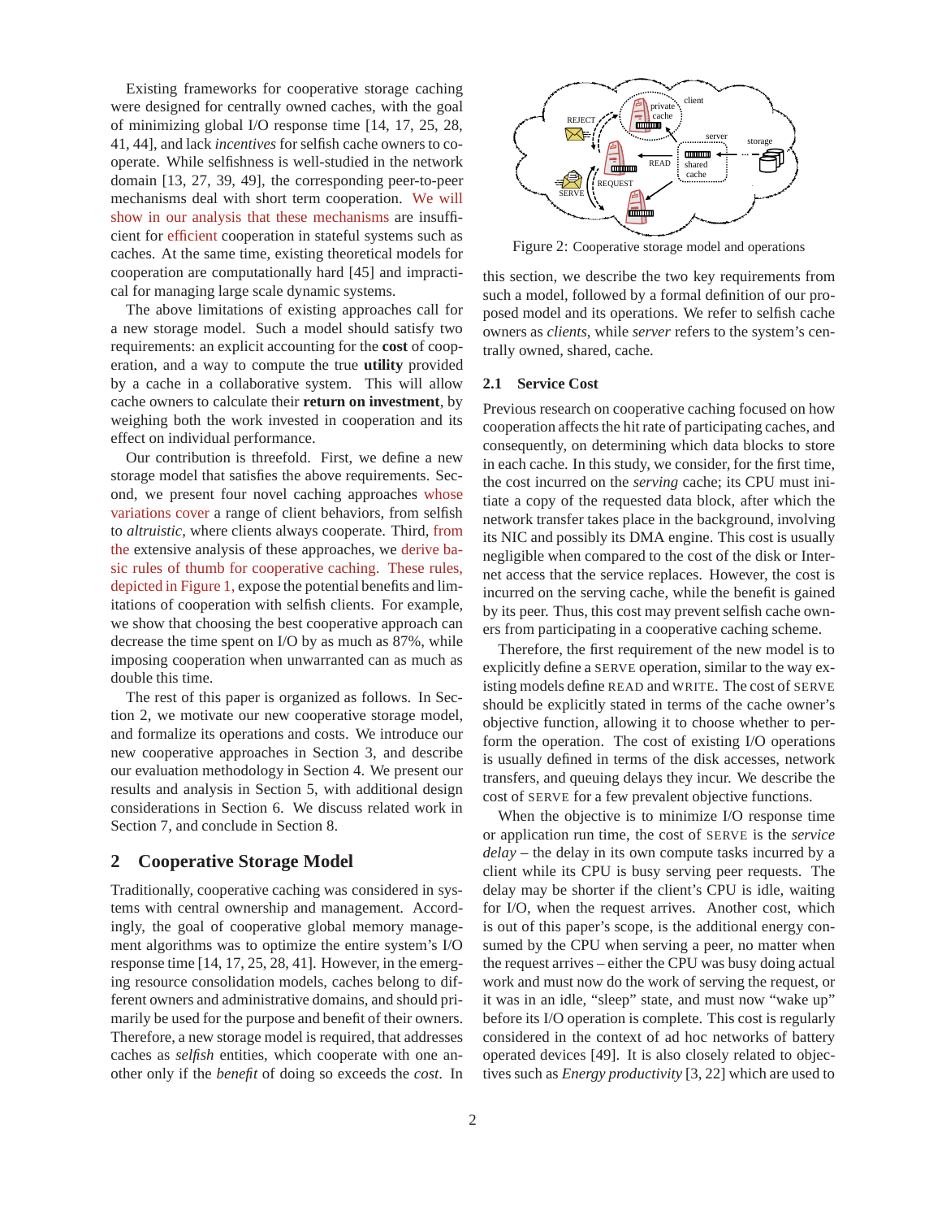Existing frameworks for cooperative storage caching were designed for centrally owned caches, with the goal of minimizing global I/O response time [14, 17, 25, 28, 41, 44], and lack *incentives* for selfish cache owners to cooperate. While selfishness is well-studied in the network domain [13, 27, 39, 49], the corresponding peer-to-peer mechanisms deal with short term cooperation. We will show in our analysis that these mechanisms are insufficient for efficient cooperation in stateful systems such as caches. At the same time, existing theoretical models for cooperation are computationally hard [45] and impractical for managing large scale dynamic systems.

The above limitations of existing approaches call for a new storage model. Such a model should satisfy two requirements: an explicit accounting for the **cost** of cooperation, and a way to compute the true **utility** provided by a cache in a collaborative system. This will allow cache owners to calculate their **return on investment**, by weighing both the work invested in cooperation and its effect on individual performance.

Our contribution is threefold. First, we define a new storage model that satisfies the above requirements. Second, we present four novel caching approaches whose variations cover a range of client behaviors, from selfish to *altruistic*, where clients always cooperate. Third, from the extensive analysis of these approaches, we derive basic rules of thumb for cooperative caching. These rules, depicted in Figure 1, expose the potential benefits and limitations of cooperation with selfish clients. For example, we show that choosing the best cooperative approach can decrease the time spent on I/O by as much as 87%, while imposing cooperation when unwarranted can as much as double this time.

The rest of this paper is organized as follows. In Section 2, we motivate our new cooperative storage model, and formalize its operations and costs. We introduce our new cooperative approaches in Section 3, and describe our evaluation methodology in Section 4. We present our results and analysis in Section 5, with additional design considerations in Section 6. We discuss related work in Section 7, and conclude in Section 8.

## 2 Cooperative Storage Model

Traditionally, cooperative caching was considered in systems with central ownership and management. Accordingly, the goal of cooperative global memory management algorithms was to optimize the entire system's I/O response time [14, 17, 25, 28, 41]. However, in the emerging resource consolidation models, caches belong to different owners and administrative domains, and should primarily be used for the purpose and benefit of their owners. Therefore, a new storage model is required, that addresses caches as *selfish* entities, which cooperate with one another only if the *benefit* of doing so exceeds the *cost*. In this section, we describe the two key requirements from such a model, followed by a formal definition of our proposed model and its operations. We refer to selfish cache owners as *clients*, while *server* refers to the system's centrally owned, shared, cache.

REJECT
private cache
client
server
storage
READ
shared cache
REQUEST
SERVE

Figure 2: Cooperative storage model and operations

### 2.1 Service Cost

Previous research on cooperative caching focused on how cooperation affects the hit rate of participating caches, and consequently, on determining which data blocks to store in each cache. In this study, we consider, for the first time, the cost incurred on the *serving* cache; its CPU must initiate a copy of the requested data block, after which the network transfer takes place in the background, involving its NIC and possibly its DMA engine. This cost is usually negligible when compared to the cost of the disk or Internet access that the service replaces. However, the cost is incurred on the serving cache, while the benefit is gained by its peer. Thus, this cost may prevent selfish cache owners from participating in a cooperative caching scheme.

Therefore, the first requirement of the new model is to explicitly define a SERVE operation, similar to the way existing models define READ and WRITE. The cost of SERVE should be explicitly stated in terms of the cache owner's objective function, allowing it to choose whether to perform the operation. The cost of existing I/O operations is usually defined in terms of the disk accesses, network transfers, and queuing delays they incur. We describe the cost of SERVE for a few prevalent objective functions.

When the objective is to minimize I/O response time or application run time, the cost of SERVE is the *service delay* – the delay in its own compute tasks incurred by a client while its CPU is busy serving peer requests. The delay may be shorter if the client's CPU is idle, waiting for I/O, when the request arrives. Another cost, which is out of this paper's scope, is the additional energy consumed by the CPU when serving a peer, no matter when the request arrives – either the CPU was busy doing actual work and must now do the work of serving the request, or it was in an idle, "sleep" state, and must now "wake up" before its I/O operation is complete. This cost is regularly considered in the context of ad hoc networks of battery operated devices [49]. It is also closely related to objectives such as *Energy productivity* [3, 22] which are used to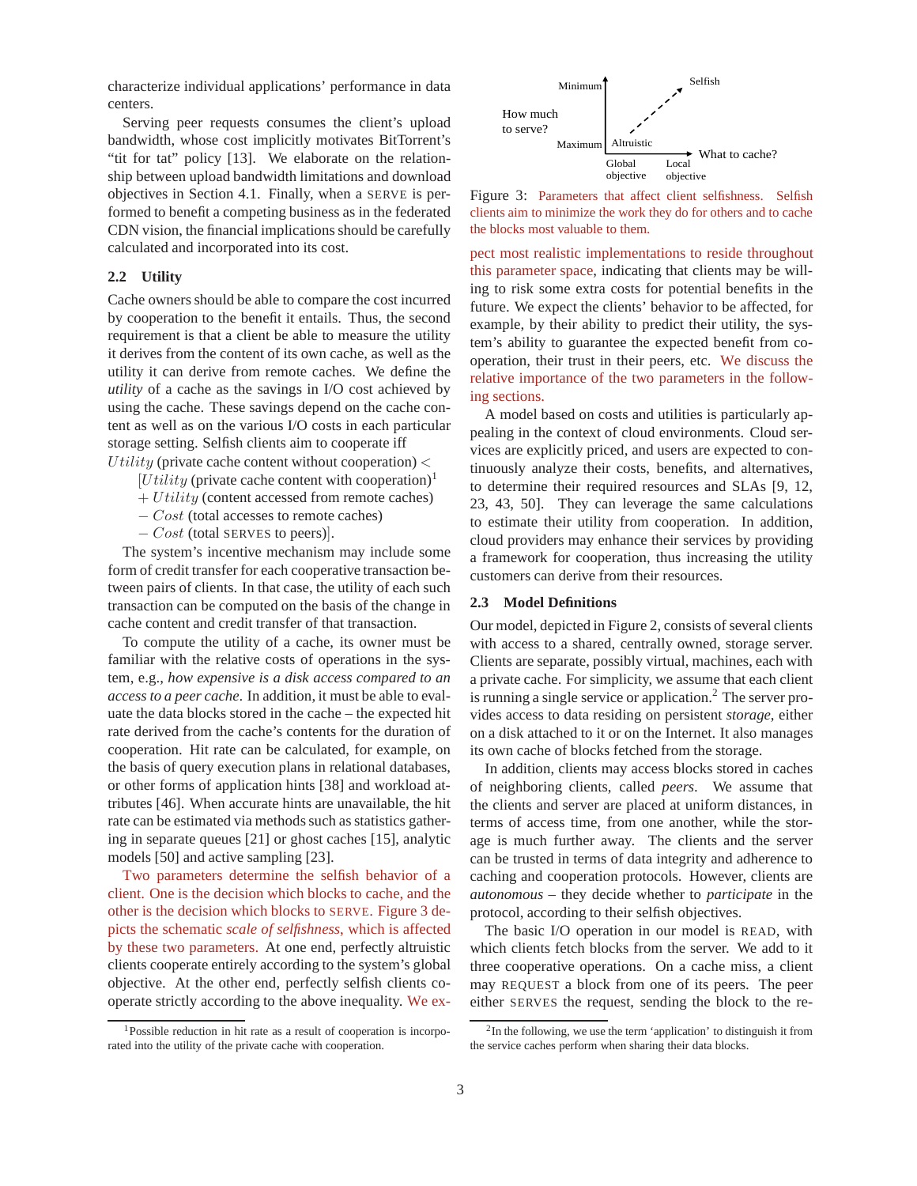characterize individual applications' performance in data centers.

Serving peer requests consumes the client's upload bandwidth, whose cost implicitly motivates BitTorrent's "tit for tat" policy [13]. We elaborate on the relationship between upload bandwidth limitations and download objectives in Section 4.1. Finally, when a SERVE is performed to benefit a competing business as in the federated CDN vision, the financial implications should be carefully calculated and incorporated into its cost.

### 2.2 Utility

Cache owners should be able to compare the cost incurred by cooperation to the benefit it entails. Thus, the second requirement is that a client be able to measure the utility it derives from the content of its own cache, as well as the utility it can derive from remote caches. We define the *utility* of a cache as the savings in I/O cost achieved by using the cache. These savings depend on the cache content as well as on the various I/O costs in each particular storage setting. Selfish clients aim to cooperate iff

$Utility$ (private cache content without cooperation) $<$
$[Utility$ (private cache content with cooperation)[1]
$+\,Utility$ (content accessed from remote caches)
$-\,Cost$ (total accesses to remote caches)
$-\,Cost$ (total SERVES to peers)$]$.

The system's incentive mechanism may include some form of credit transfer for each cooperative transaction between pairs of clients. In that case, the utility of each such transaction can be computed on the basis of the change in cache content and credit transfer of that transaction.

To compute the utility of a cache, its owner must be familiar with the relative costs of operations in the system, e.g., *how expensive is a disk access compared to an access to a peer cache*. In addition, it must be able to evaluate the data blocks stored in the cache – the expected hit rate derived from the cache's contents for the duration of cooperation. Hit rate can be calculated, for example, on the basis of query execution plans in relational databases, or other forms of application hints [38] and workload attributes [46]. When accurate hints are unavailable, the hit rate can be estimated via methods such as statistics gathering in separate queues [21] or ghost caches [15], analytic models [50] and active sampling [23].

Two parameters determine the selfish behavior of a client. One is the decision which blocks to cache, and the other is the decision which blocks to SERVE. Figure 3 depicts the schematic *scale of selfishness*, which is affected by these two parameters. At one end, perfectly altruistic clients cooperate entirely according to the system's global objective. At the other end, perfectly selfish clients cooperate strictly according to the above inequality. We expect most realistic implementations to reside throughout this parameter space, indicating that clients may be willing to risk some extra costs for potential benefits in the future. We expect the clients' behavior to be affected, for example, by their ability to predict their utility, the system's ability to guarantee the expected benefit from cooperation, their trust in their peers, etc. We discuss the relative importance of the two parameters in the following sections.

Figure 3: Parameters that affect client selfishness. Selfish clients aim to minimize the work they do for others and to cache the blocks most valuable to them.

A model based on costs and utilities is particularly appealing in the context of cloud environments. Cloud services are explicitly priced, and users are expected to continuously analyze their costs, benefits, and alternatives, to determine their required resources and SLAs [9, 12, 23, 43, 50]. They can leverage the same calculations to estimate their utility from cooperation. In addition, cloud providers may enhance their services by providing a framework for cooperation, thus increasing the utility customers can derive from their resources.

### 2.3 Model Definitions

Our model, depicted in Figure 2, consists of several clients with access to a shared, centrally owned, storage server. Clients are separate, possibly virtual, machines, each with a private cache. For simplicity, we assume that each client is running a single service or application.[2] The server provides access to data residing on persistent *storage*, either on a disk attached to it or on the Internet. It also manages its own cache of blocks fetched from the storage.

In addition, clients may access blocks stored in caches of neighboring clients, called *peers*. We assume that the clients and server are placed at uniform distances, in terms of access time, from one another, while the storage is much further away. The clients and the server can be trusted in terms of data integrity and adherence to caching and cooperation protocols. However, clients are *autonomous* – they decide whether to *participate* in the protocol, according to their selfish objectives.

The basic I/O operation in our model is READ, with which clients fetch blocks from the server. We add to it three cooperative operations. On a cache miss, a client may REQUEST a block from one of its peers. The peer either SERVES the request, sending the block to the re-

[1] Possible reduction in hit rate as a result of cooperation is incorporated into the utility of the private cache with cooperation.

[2] In the following, we use the term 'application' to distinguish it from the service caches perform when sharing their data blocks.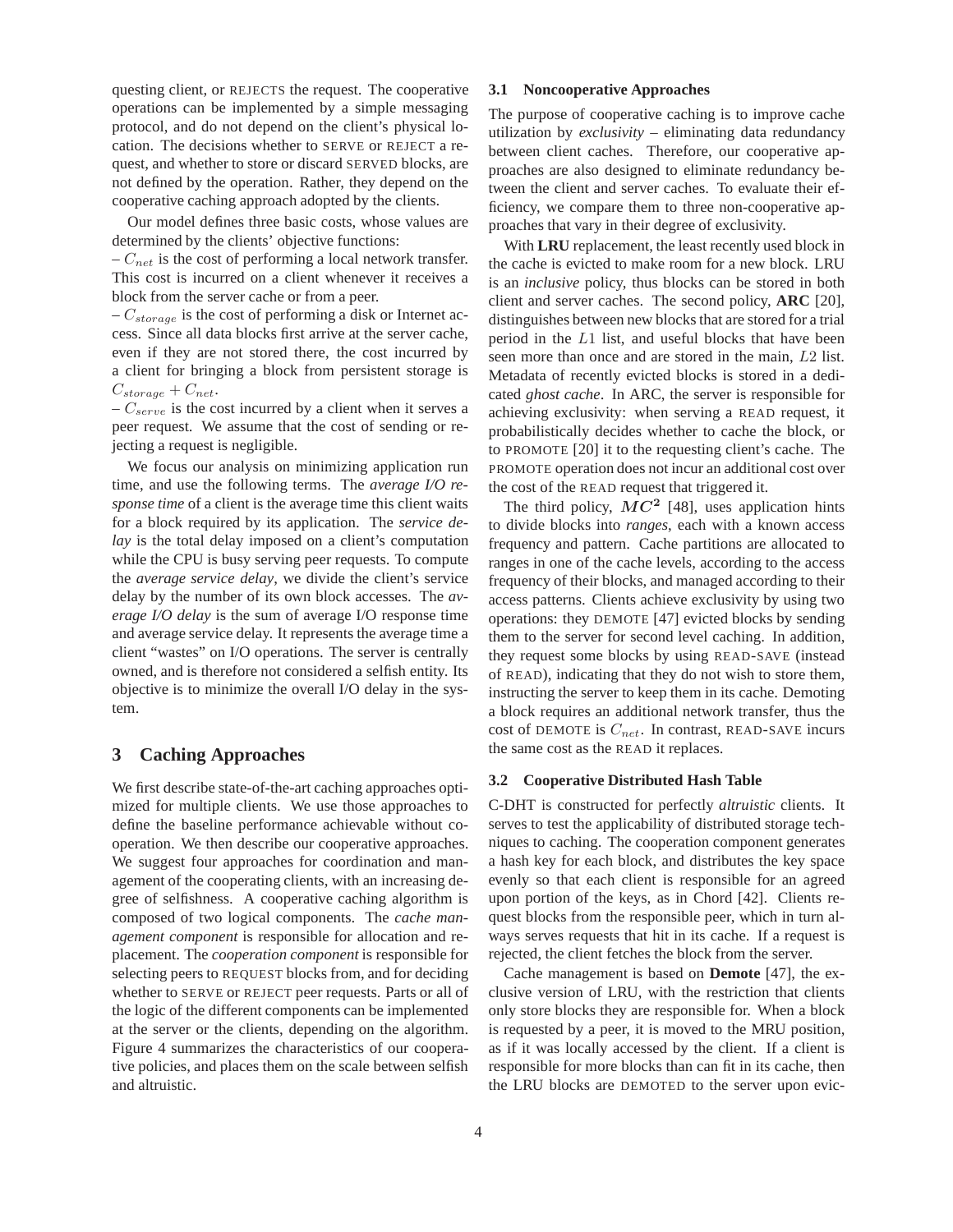questing client, or REJECTS the request. The cooperative operations can be implemented by a simple messaging protocol, and do not depend on the client's physical location. The decisions whether to SERVE or REJECT a request, and whether to store or discard SERVED blocks, are not defined by the operation. Rather, they depend on the cooperative caching approach adopted by the clients.

Our model defines three basic costs, whose values are determined by the clients' objective functions:

– $C_{net}$ is the cost of performing a local network transfer. This cost is incurred on a client whenever it receives a block from the server cache or from a peer.

– $C_{storage}$ is the cost of performing a disk or Internet access. Since all data blocks first arrive at the server cache, even if they are not stored there, the cost incurred by a client for bringing a block from persistent storage is $C_{storage} + C_{net}$.

– $C_{serve}$ is the cost incurred by a client when it serves a peer request. We assume that the cost of sending or rejecting a request is negligible.

We focus our analysis on minimizing application run time, and use the following terms. The *average I/O response time* of a client is the average time this client waits for a block required by its application. The *service delay* is the total delay imposed on a client's computation while the CPU is busy serving peer requests. To compute the *average service delay*, we divide the client's service delay by the number of its own block accesses. The *average I/O delay* is the sum of average I/O response time and average service delay. It represents the average time a client "wastes" on I/O operations. The server is centrally owned, and is therefore not considered a selfish entity. Its objective is to minimize the overall I/O delay in the system.

## 3 Caching Approaches

We first describe state-of-the-art caching approaches optimized for multiple clients. We use those approaches to define the baseline performance achievable without cooperation. We then describe our cooperative approaches. We suggest four approaches for coordination and management of the cooperating clients, with an increasing degree of selfishness. A cooperative caching algorithm is composed of two logical components. The *cache management component* is responsible for allocation and replacement. The *cooperation component* is responsible for selecting peers to REQUEST blocks from, and for deciding whether to SERVE or REJECT peer requests. Parts or all of the logic of the different components can be implemented at the server or the clients, depending on the algorithm. Figure 4 summarizes the characteristics of our cooperative policies, and places them on the scale between selfish and altruistic.

### 3.1 Noncooperative Approaches

The purpose of cooperative caching is to improve cache utilization by *exclusivity* – eliminating data redundancy between client caches. Therefore, our cooperative approaches are also designed to eliminate redundancy between the client and server caches. To evaluate their efficiency, we compare them to three non-cooperative approaches that vary in their degree of exclusivity.

With **LRU** replacement, the least recently used block in the cache is evicted to make room for a new block. LRU is an *inclusive* policy, thus blocks can be stored in both client and server caches. The second policy, **ARC** [20], distinguishes between new blocks that are stored for a trial period in the $L1$ list, and useful blocks that have been seen more than once and are stored in the main, $L2$ list. Metadata of recently evicted blocks is stored in a dedicated *ghost cache*. In ARC, the server is responsible for achieving exclusivity: when serving a READ request, it probabilistically decides whether to cache the block, or to PROMOTE [20] it to the requesting client's cache. The PROMOTE operation does not incur an additional cost over the cost of the READ request that triggered it.

The third policy, $\boldsymbol{MC^2}$ [48], uses application hints to divide blocks into *ranges*, each with a known access frequency and pattern. Cache partitions are allocated to ranges in one of the cache levels, according to the access frequency of their blocks, and managed according to their access patterns. Clients achieve exclusivity by using two operations: they DEMOTE [47] evicted blocks by sending them to the server for second level caching. In addition, they request some blocks by using READ-SAVE (instead of READ), indicating that they do not wish to store them, instructing the server to keep them in its cache. Demoting a block requires an additional network transfer, thus the cost of DEMOTE is $C_{net}$. In contrast, READ-SAVE incurs the same cost as the READ it replaces.

### 3.2 Cooperative Distributed Hash Table

C-DHT is constructed for perfectly *altruistic* clients. It serves to test the applicability of distributed storage techniques to caching. The cooperation component generates a hash key for each block, and distributes the key space evenly so that each client is responsible for an agreed upon portion of the keys, as in Chord [42]. Clients request blocks from the responsible peer, which in turn always serves requests that hit in its cache. If a request is rejected, the client fetches the block from the server.

Cache management is based on **Demote** [47], the exclusive version of LRU, with the restriction that clients only store blocks they are responsible for. When a block is requested by a peer, it is moved to the MRU position, as if it was locally accessed by the client. If a client is responsible for more blocks than can fit in its cache, then the LRU blocks are DEMOTED to the server upon evic-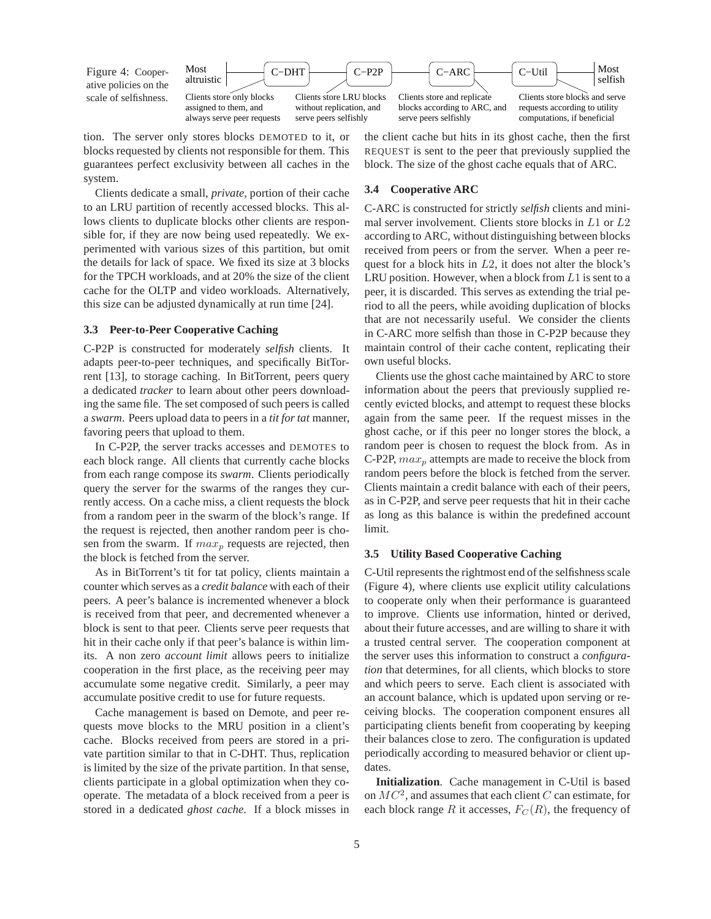Figure 4: Cooperative policies on the scale of selfishness.

| Most altruistic | C−DHT | C−P2P | C−ARC | C−Util | Most selfish |
|---|---|---|---|---|---|
| | Clients store only blocks assigned to them, and always serve peer requests | Clients store LRU blocks without replication, and serve peers selfishly | Clients store and replicate blocks according to ARC, and serve peers selfishly | Clients store blocks and serve requests according to utility computations, if beneficial | |

tion. The server only stores blocks DEMOTED to it, or blocks requested by clients not responsible for them. This guarantees perfect exclusivity between all caches in the system.

Clients dedicate a small, *private*, portion of their cache to an LRU partition of recently accessed blocks. This allows clients to duplicate blocks other clients are responsible for, if they are now being used repeatedly. We experimented with various sizes of this partition, but omit the details for lack of space. We fixed its size at 3 blocks for the TPCH workloads, and at 20% the size of the client cache for the OLTP and video workloads. Alternatively, this size can be adjusted dynamically at run time [24].

### 3.3 Peer-to-Peer Cooperative Caching

C-P2P is constructed for moderately ***selfish*** clients. It adapts peer-to-peer techniques, and specifically BitTorrent [13], to storage caching. In BitTorrent, peers query a dedicated *tracker* to learn about other peers downloading the same file. The set composed of such peers is called a *swarm*. Peers upload data to peers in a *tit for tat* manner, favoring peers that upload to them.

In C-P2P, the server tracks accesses and DEMOTES to each block range. All clients that currently cache blocks from each range compose its *swarm*. Clients periodically query the server for the swarms of the ranges they currently access. On a cache miss, a client requests the block from a random peer in the swarm of the block's range. If the request is rejected, then another random peer is chosen from the swarm. If $max_p$ requests are rejected, then the block is fetched from the server.

As in BitTorrent's tit for tat policy, clients maintain a counter which serves as a *credit balance* with each of their peers. A peer's balance is incremented whenever a block is received from that peer, and decremented whenever a block is sent to that peer. Clients serve peer requests that hit in their cache only if that peer's balance is within limits. A non zero *account limit* allows peers to initialize cooperation in the first place, as the receiving peer may accumulate some negative credit. Similarly, a peer may accumulate positive credit to use for future requests.

Cache management is based on Demote, and peer requests move blocks to the MRU position in a client's cache. Blocks received from peers are stored in a private partition similar to that in C-DHT. Thus, replication is limited by the size of the private partition. In that sense, clients participate in a global optimization when they cooperate. The metadata of a block received from a peer is stored in a dedicated *ghost cache*. If a block misses in the client cache but hits in its ghost cache, then the first REQUEST is sent to the peer that previously supplied the block. The size of the ghost cache equals that of ARC.

### 3.4 Cooperative ARC

C-ARC is constructed for strictly ***selfish*** clients and minimal server involvement. Clients store blocks in $L1$ or $L2$ according to ARC, without distinguishing between blocks received from peers or from the server. When a peer request for a block hits in $L2$, it does not alter the block's LRU position. However, when a block from $L1$ is sent to a peer, it is discarded. This serves as extending the trial period to all the peers, while avoiding duplication of blocks that are not necessarily useful. We consider the clients in C-ARC more selfish than those in C-P2P because they maintain control of their cache content, replicating their own useful blocks.

Clients use the ghost cache maintained by ARC to store information about the peers that previously supplied recently evicted blocks, and attempt to request these blocks again from the same peer. If the request misses in the ghost cache, or if this peer no longer stores the block, a random peer is chosen to request the block from. As in C-P2P, $max_p$ attempts are made to receive the block from random peers before the block is fetched from the server. Clients maintain a credit balance with each of their peers, as in C-P2P, and serve peer requests that hit in their cache as long as this balance is within the predefined account limit.

### 3.5 Utility Based Cooperative Caching

C-Util represents the rightmost end of the selfishness scale (Figure 4), where clients use explicit utility calculations to cooperate only when their performance is guaranteed to improve. Clients use information, hinted or derived, about their future accesses, and are willing to share it with a trusted central server. The cooperation component at the server uses this information to construct a *configuration* that determines, for all clients, which blocks to store and which peers to serve. Each client is associated with an account balance, which is updated upon serving or receiving blocks. The cooperation component ensures all participating clients benefit from cooperating by keeping their balances close to zero. The configuration is updated periodically according to measured behavior or client updates.

**Initialization**. Cache management in C-Util is based on $MC^2$, and assumes that each client $C$ can estimate, for each block range $R$ it accesses, $F_C(R)$, the frequency of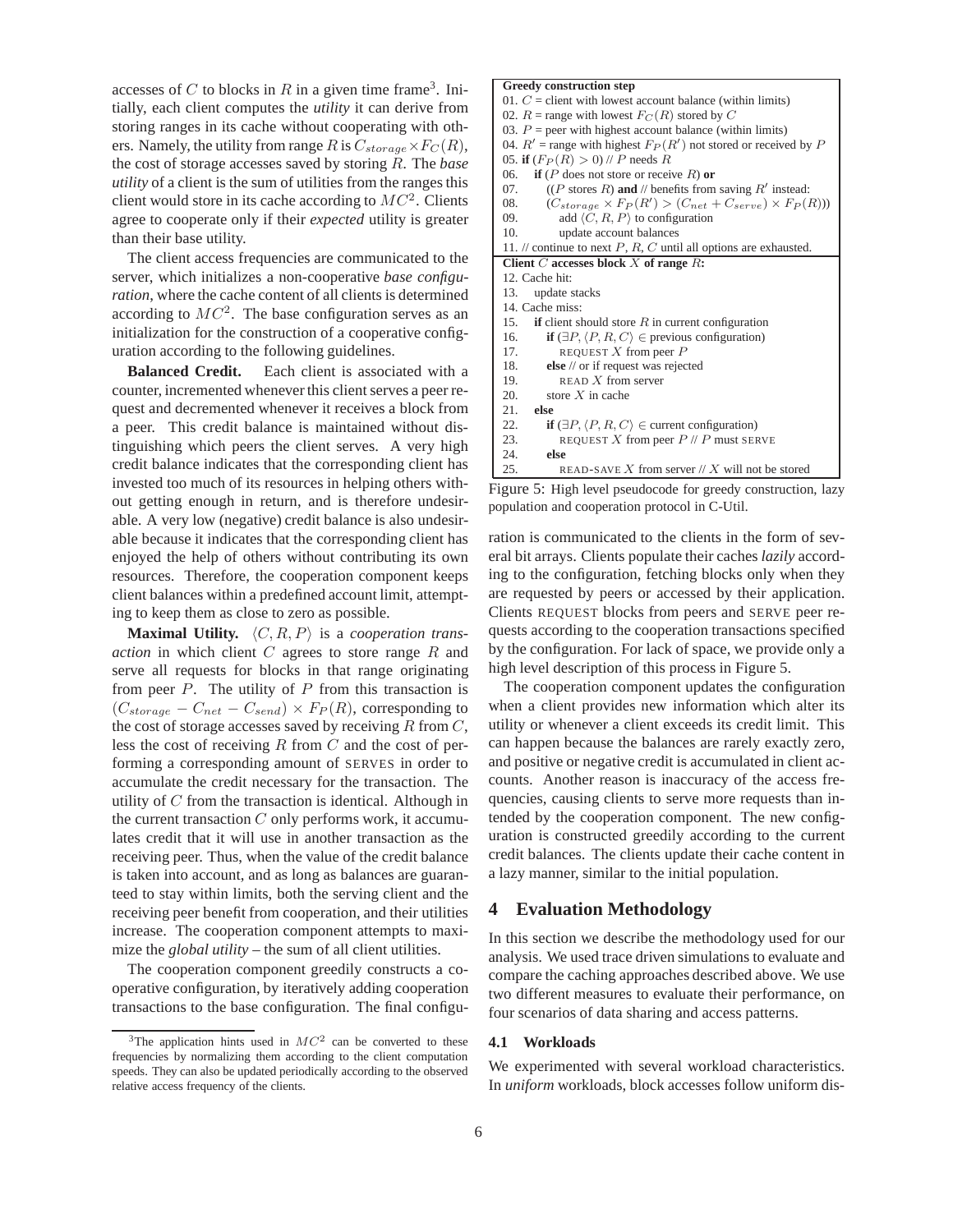accesses of $C$ to blocks in $R$ in a given time frame[3]. Initially, each client computes the *utility* it can derive from storing ranges in its cache without cooperating with others. Namely, the utility from range $R$ is $C_{storage} \times F_C(R)$, the cost of storage accesses saved by storing $R$. The *base utility* of a client is the sum of utilities from the ranges this client would store in its cache according to $MC^2$. Clients agree to cooperate only if their *expected* utility is greater than their base utility.

The client access frequencies are communicated to the server, which initializes a non-cooperative *base configuration*, where the cache content of all clients is determined according to $MC^2$. The base configuration serves as an initialization for the construction of a cooperative configuration according to the following guidelines.

**Balanced Credit.** Each client is associated with a counter, incremented whenever this client serves a peer request and decremented whenever it receives a block from a peer. This credit balance is maintained without distinguishing which peers the client serves. A very high credit balance indicates that the corresponding client has invested too much of its resources in helping others without getting enough in return, and is therefore undesirable. A very low (negative) credit balance is also undesirable because it indicates that the corresponding client has enjoyed the help of others without contributing its own resources. Therefore, the cooperation component keeps client balances within a predefined account limit, attempting to keep them as close to zero as possible.

**Maximal Utility.** $\langle C, R, P\rangle$ is a *cooperation transaction* in which client $C$ agrees to store range $R$ and serve all requests for blocks in that range originating from peer $P$. The utility of $P$ from this transaction is $(C_{storage} - C_{net} - C_{send}) \times F_P(R)$, corresponding to the cost of storage accesses saved by receiving $R$ from $C$, less the cost of receiving $R$ from $C$ and the cost of performing a corresponding amount of SERVES in order to accumulate the credit necessary for the transaction. The utility of $C$ from the transaction is identical. Although in the current transaction $C$ only performs work, it accumulates credit that it will use in another transaction as the receiving peer. Thus, when the value of the credit balance is taken into account, and as long as balances are guaranteed to stay within limits, both the serving client and the receiving peer benefit from cooperation, and their utilities increase. The cooperation component attempts to maximize the *global utility* – the sum of all client utilities.

The cooperation component greedily constructs a cooperative configuration, by iteratively adding cooperation transactions to the base configuration. The final configuration is communicated to the clients in the form of several bit arrays. Clients populate their caches *lazily* according to the configuration, fetching blocks only when they are requested by peers or accessed by their application. Clients REQUEST blocks from peers and SERVE peer requests according to the cooperation transactions specified by the configuration. For lack of space, we provide only a high level description of this process in Figure 5.

```
Greedy construction step
01. C = client with lowest account balance (within limits)
02. R = range with lowest F_C(R) stored by C
03. P = peer with highest account balance (within limits)
04. R' = range with highest F_P(R') not stored or received by P
05. if (F_P(R) > 0) // P needs R
06.   if (P does not store or receive R) or
07.     ((P stores R) and // benefits from saving R' instead:
08.     (C_storage × F_P(R') > (C_net + C_serve) × F_P(R)))
09.       add <C, R, P> to configuration
10.       update account balances
11. // continue to next P, R, C until all options are exhausted.
Client C accesses block X of range R:
12. Cache hit:
13.   update stacks
14. Cache miss:
15.   if client should store R in current configuration
16.     if (∃P, <P, R, C> ∈ previous configuration)
17.       REQUEST X from peer P
18.     else // or if request was rejected
19.       READ X from server
20.     store X in cache
21.   else
22.     if (∃P, <P, R, C> ∈ current configuration)
23.       REQUEST X from peer P // P must SERVE
24.     else
25.       READ-SAVE X from server // X will not be stored
```

Figure 5: High level pseudocode for greedy construction, lazy population and cooperation protocol in C-Util.

The cooperation component updates the configuration when a client provides new information which alter its utility or whenever a client exceeds its credit limit. This can happen because the balances are rarely exactly zero, and positive or negative credit is accumulated in client accounts. Another reason is inaccuracy of the access frequencies, causing clients to serve more requests than intended by the cooperation component. The new configuration is constructed greedily according to the current credit balances. The clients update their cache content in a lazy manner, similar to the initial population.

## 4 Evaluation Methodology

In this section we describe the methodology used for our analysis. We used trace driven simulations to evaluate and compare the caching approaches described above. We use two different measures to evaluate their performance, on four scenarios of data sharing and access patterns.

### 4.1 Workloads

We experimented with several workload characteristics. In *uniform* workloads, block accesses follow uniform dis-

[3] The application hints used in $MC^2$ can be converted to these frequencies by normalizing them according to the client computation speeds. They can also be updated periodically according to the observed relative access frequency of the clients.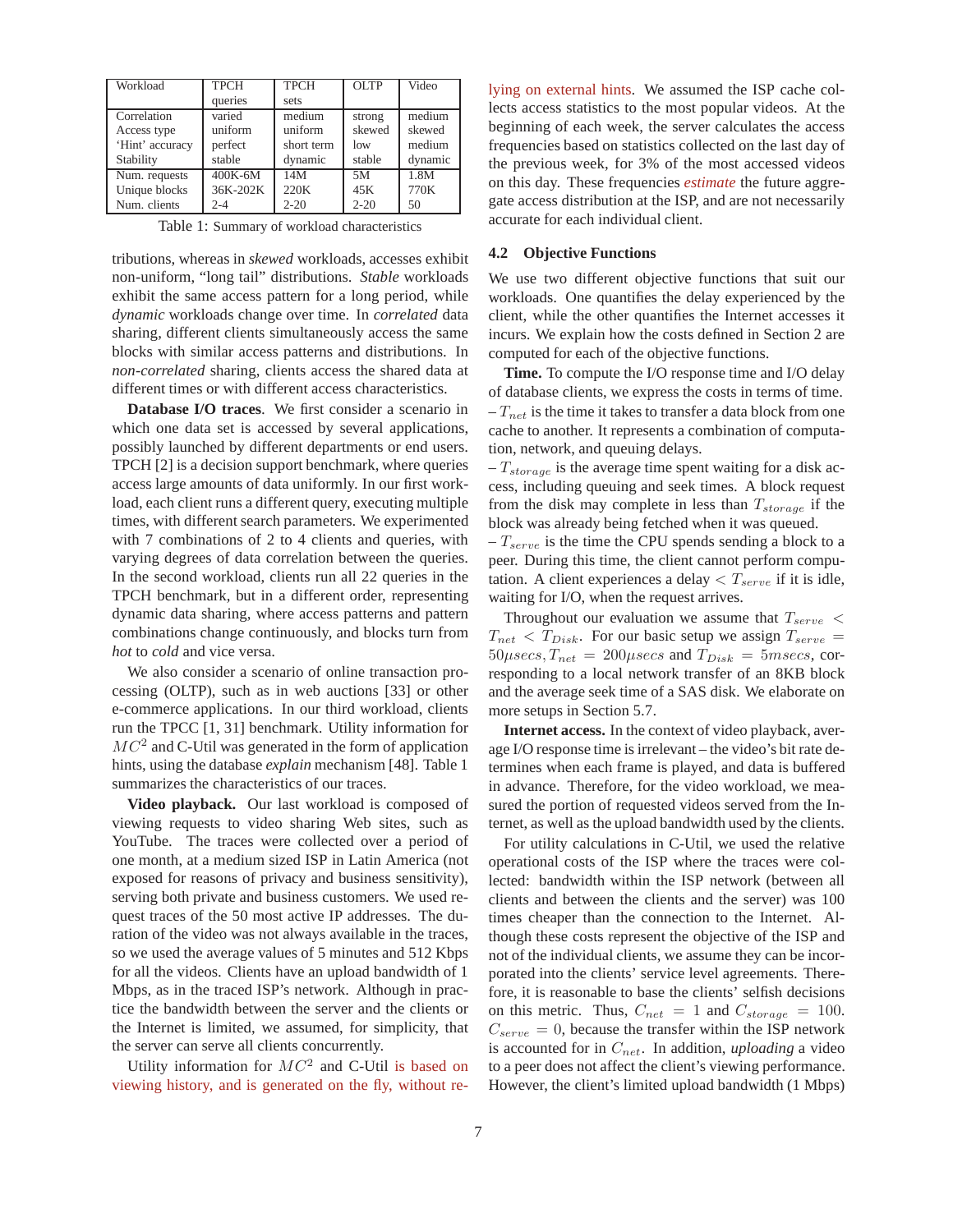| Workload | TPCH queries | TPCH sets | OLTP | Video |
|---|---|---|---|---|
| Correlation | varied | medium | strong | medium |
| Access type | uniform | uniform | skewed | skewed |
| 'Hint' accuracy | perfect | short term | low | medium |
| Stability | stable | dynamic | stable | dynamic |
| Num. requests | 400K-6M | 14M | 5M | 1.8M |
| Unique blocks | 36K-202K | 220K | 45K | 770K |
| Num. clients | 2-4 | 2-20 | 2-20 | 50 |

Table 1: Summary of workload characteristics

tributions, whereas in *skewed* workloads, accesses exhibit non-uniform, "long tail" distributions. *Stable* workloads exhibit the same access pattern for a long period, while *dynamic* workloads change over time. In *correlated* data sharing, different clients simultaneously access the same blocks with similar access patterns and distributions. In *non-correlated* sharing, clients access the shared data at different times or with different access characteristics.

**Database I/O traces**. We first consider a scenario in which one data set is accessed by several applications, possibly launched by different departments or end users. TPCH [2] is a decision support benchmark, where queries access large amounts of data uniformly. In our first workload, each client runs a different query, executing multiple times, with different search parameters. We experimented with 7 combinations of 2 to 4 clients and queries, with varying degrees of data correlation between the queries. In the second workload, clients run all 22 queries in the TPCH benchmark, but in a different order, representing dynamic data sharing, where access patterns and pattern combinations change continuously, and blocks turn from *hot* to *cold* and vice versa.

We also consider a scenario of online transaction processing (OLTP), such as in web auctions [33] or other e-commerce applications. In our third workload, clients run the TPCC [1, 31] benchmark. Utility information for $MC^2$ and C-Util was generated in the form of application hints, using the database *explain* mechanism [48]. Table 1 summarizes the characteristics of our traces.

**Video playback.** Our last workload is composed of viewing requests to video sharing Web sites, such as YouTube. The traces were collected over a period of one month, at a medium sized ISP in Latin America (not exposed for reasons of privacy and business sensitivity), serving both private and business customers. We used request traces of the 50 most active IP addresses. The duration of the video was not always available in the traces, so we used the average values of 5 minutes and 512 Kbps for all the videos. Clients have an upload bandwidth of 1 Mbps, as in the traced ISP's network. Although in practice the bandwidth between the server and the clients or the Internet is limited, we assumed, for simplicity, that the server can serve all clients concurrently.

Utility information for $MC^2$ and C-Util is based on viewing history, and is generated on the fly, without relying on external hints. We assumed the ISP cache collects access statistics to the most popular videos. At the beginning of each week, the server calculates the access frequencies based on statistics collected on the last day of the previous week, for 3% of the most accessed videos on this day. These frequencies *estimate* the future aggregate access distribution at the ISP, and are not necessarily accurate for each individual client.

### 4.2 Objective Functions

We use two different objective functions that suit our workloads. One quantifies the delay experienced by the client, while the other quantifies the Internet accesses it incurs. We explain how the costs defined in Section 2 are computed for each of the objective functions.

**Time.** To compute the I/O response time and I/O delay of database clients, we express the costs in terms of time.
– $T_{net}$ is the time it takes to transfer a data block from one cache to another. It represents a combination of computation, network, and queuing delays.
– $T_{storage}$ is the average time spent waiting for a disk access, including queuing and seek times. A block request from the disk may complete in less than $T_{storage}$ if the block was already being fetched when it was queued.
– $T_{serve}$ is the time the CPU spends sending a block to a peer. During this time, the client cannot perform computation. A client experiences a delay $< T_{serve}$ if it is idle, waiting for I/O, when the request arrives.

Throughout our evaluation we assume that $T_{serve} < T_{net} < T_{Disk}$. For our basic setup we assign $T_{serve} = 50\mu secs, T_{net} = 200\mu secs$ and $T_{Disk} = 5msecs$, corresponding to a local network transfer of an 8KB block and the average seek time of a SAS disk. We elaborate on more setups in Section 5.7.

**Internet access.** In the context of video playback, average I/O response time is irrelevant – the video's bit rate determines when each frame is played, and data is buffered in advance. Therefore, for the video workload, we measured the portion of requested videos served from the Internet, as well as the upload bandwidth used by the clients.

For utility calculations in C-Util, we used the relative operational costs of the ISP where the traces were collected: bandwidth within the ISP network (between all clients and between the clients and the server) was 100 times cheaper than the connection to the Internet. Although these costs represent the objective of the ISP and not of the individual clients, we assume they can be incorporated into the clients' service level agreements. Therefore, it is reasonable to base the clients' selfish decisions on this metric. Thus, $C_{net} = 1$ and $C_{storage} = 100$. $C_{serve} = 0$, because the transfer within the ISP network is accounted for in $C_{net}$. In addition, *uploading* a video to a peer does not affect the client's viewing performance. However, the client's limited upload bandwidth (1 Mbps)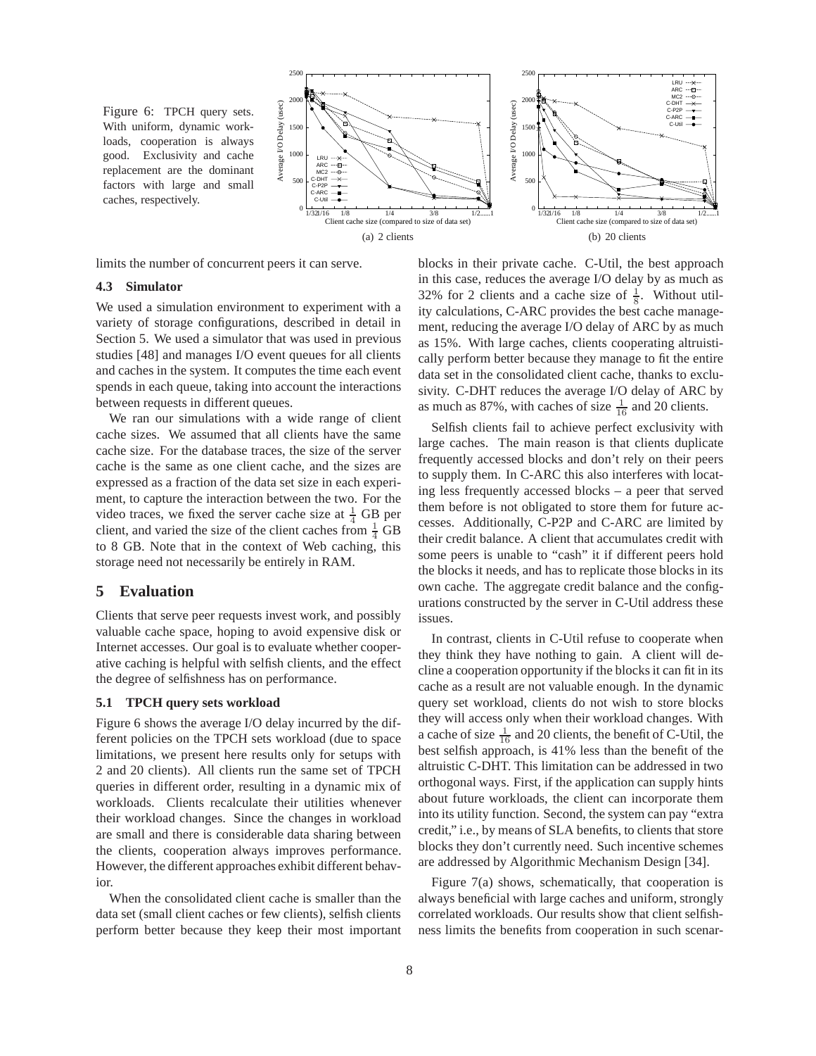Figure 6: TPCH query sets. With uniform, dynamic workloads, cooperation is always good. Exclusivity and cache replacement are the dominant factors with large and small caches, respectively.

(a) 2 clients

(b) 20 clients

limits the number of concurrent peers it can serve.

### 4.3 Simulator

We used a simulation environment to experiment with a variety of storage configurations, described in detail in Section 5. We used a simulator that was used in previous studies [48] and manages I/O event queues for all clients and caches in the system. It computes the time each event spends in each queue, taking into account the interactions between requests in different queues.

We ran our simulations with a wide range of client cache sizes. We assumed that all clients have the same cache size. For the database traces, the size of the server cache is the same as one client cache, and the sizes are expressed as a fraction of the data set size in each experiment, to capture the interaction between the two. For the video traces, we fixed the server cache size at $\frac{1}{4}$ GB per client, and varied the size of the client caches from $\frac{1}{4}$ GB to 8 GB. Note that in the context of Web caching, this storage need not necessarily be entirely in RAM.

## 5 Evaluation

Clients that serve peer requests invest work, and possibly valuable cache space, hoping to avoid expensive disk or Internet accesses. Our goal is to evaluate whether cooperative caching is helpful with selfish clients, and the effect the degree of selfishness has on performance.

### 5.1 TPCH query sets workload

Figure 6 shows the average I/O delay incurred by the different policies on the TPCH sets workload (due to space limitations, we present here results only for setups with 2 and 20 clients). All clients run the same set of TPCH queries in different order, resulting in a dynamic mix of workloads. Clients recalculate their utilities whenever their workload changes. Since the changes in workload are small and there is considerable data sharing between the clients, cooperation always improves performance. However, the different approaches exhibit different behavior.

When the consolidated client cache is smaller than the data set (small client caches or few clients), selfish clients perform better because they keep their most important blocks in their private cache. C-Util, the best approach in this case, reduces the average I/O delay by as much as 32% for 2 clients and a cache size of $\frac{1}{8}$. Without utility calculations, C-ARC provides the best cache management, reducing the average I/O delay of ARC by as much as 15%. With large caches, clients cooperating altruistically perform better because they manage to fit the entire data set in the consolidated client cache, thanks to exclusivity. C-DHT reduces the average I/O delay of ARC by as much as 87%, with caches of size $\frac{1}{16}$ and 20 clients.

Selfish clients fail to achieve perfect exclusivity with large caches. The main reason is that clients duplicate frequently accessed blocks and don't rely on their peers to supply them. In C-ARC this also interferes with locating less frequently accessed blocks – a peer that served them before is not obligated to store them for future accesses. Additionally, C-P2P and C-ARC are limited by their credit balance. A client that accumulates credit with some peers is unable to "cash" it if different peers hold the blocks it needs, and has to replicate those blocks in its own cache. The aggregate credit balance and the configurations constructed by the server in C-Util address these issues.

In contrast, clients in C-Util refuse to cooperate when they think they have nothing to gain. A client will decline a cooperation opportunity if the blocks it can fit in its cache as a result are not valuable enough. In the dynamic query set workload, clients do not wish to store blocks they will access only when their workload changes. With a cache of size $\frac{1}{16}$ and 20 clients, the benefit of C-Util, the best selfish approach, is 41% less than the benefit of the altruistic C-DHT. This limitation can be addressed in two orthogonal ways. First, if the application can supply hints about future workloads, the client can incorporate them into its utility function. Second, the system can pay "extra credit," i.e., by means of SLA benefits, to clients that store blocks they don't currently need. Such incentive schemes are addressed by Algorithmic Mechanism Design [34].

Figure 7(a) shows, schematically, that cooperation is always beneficial with large caches and uniform, strongly correlated workloads. Our results show that client selfishness limits the benefits from cooperation in such scenar-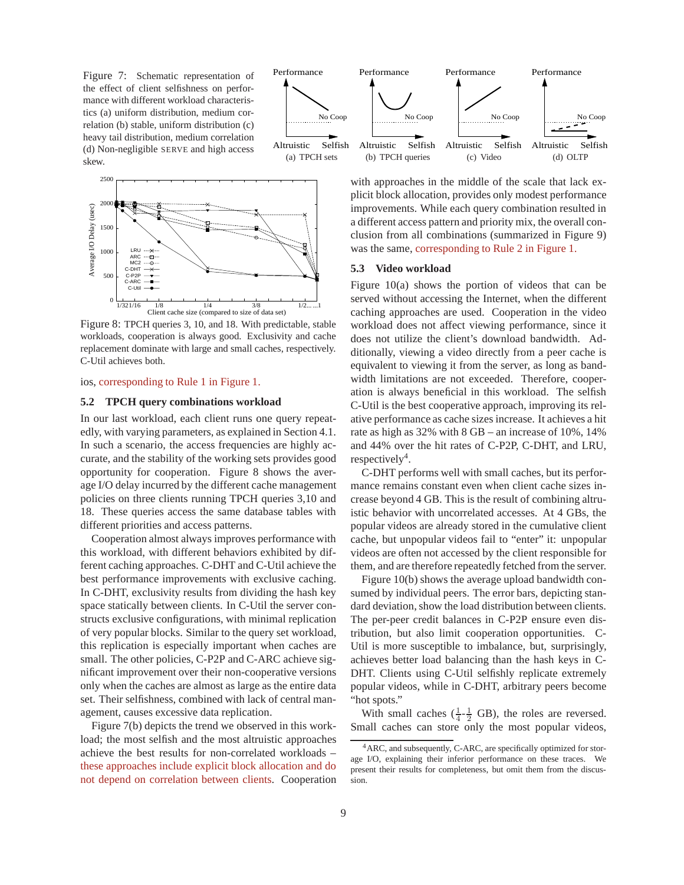Figure 7: Schematic representation of the effect of client selfishness on performance with different workload characteristics (a) uniform distribution, medium correlation (b) stable, uniform distribution (c) heavy tail distribution, medium correlation (d) Non-negligible SERVE and high access skew.

Figure 8: TPCH queries 3, 10, and 18. With predictable, stable workloads, cooperation is always good. Exclusivity and cache replacement dominate with large and small caches, respectively. C-Util achieves both.

ios, corresponding to Rule 1 in Figure 1.

### 5.2 TPCH query combinations workload

In our last workload, each client runs one query repeatedly, with varying parameters, as explained in Section 4.1. In such a scenario, the access frequencies are highly accurate, and the stability of the working sets provides good opportunity for cooperation. Figure 8 shows the average I/O delay incurred by the different cache management policies on three clients running TPCH queries 3,10 and 18. These queries access the same database tables with different priorities and access patterns.

Cooperation almost always improves performance with this workload, with different behaviors exhibited by different caching approaches. C-DHT and C-Util achieve the best performance improvements with exclusive caching. In C-DHT, exclusivity results from dividing the hash key space statically between clients. In C-Util the server constructs exclusive configurations, with minimal replication of very popular blocks. Similar to the query set workload, this replication is especially important when caches are small. The other policies, C-P2P and C-ARC achieve significant improvement over their non-cooperative versions only when the caches are almost as large as the entire data set. Their selfishness, combined with lack of central management, causes excessive data replication.

Figure 7(b) depicts the trend we observed in this workload; the most selfish and the most altruistic approaches achieve the best results for non-correlated workloads – these approaches include explicit block allocation and do not depend on correlation between clients. Cooperation with approaches in the middle of the scale that lack explicit block allocation, provides only modest performance improvements. While each query combination resulted in a different access pattern and priority mix, the overall conclusion from all combinations (summarized in Figure 9) was the same, corresponding to Rule 2 in Figure 1.

### 5.3 Video workload

Figure 10(a) shows the portion of videos that can be served without accessing the Internet, when the different caching approaches are used. Cooperation in the video workload does not affect viewing performance, since it does not utilize the client's download bandwidth. Additionally, viewing a video directly from a peer cache is equivalent to viewing it from the server, as long as bandwidth limitations are not exceeded. Therefore, cooperation is always beneficial in this workload. The selfish C-Util is the best cooperative approach, improving its relative performance as cache sizes increase. It achieves a hit rate as high as 32% with 8 GB – an increase of 10%, 14% and 44% over the hit rates of C-P2P, C-DHT, and LRU, respectively[4].

C-DHT performs well with small caches, but its performance remains constant even when client cache sizes increase beyond 4 GB. This is the result of combining altruistic behavior with uncorrelated accesses. At 4 GBs, the popular videos are already stored in the cumulative client cache, but unpopular videos fail to "enter" it: unpopular videos are often not accessed by the client responsible for them, and are therefore repeatedly fetched from the server.

Figure 10(b) shows the average upload bandwidth consumed by individual peers. The error bars, depicting standard deviation, show the load distribution between clients. The per-peer credit balances in C-P2P ensure even distribution, but also limit cooperation opportunities. C-Util is more susceptible to imbalance, but, surprisingly, achieves better load balancing than the hash keys in C-DHT. Clients using C-Util selfishly replicate extremely popular videos, while in C-DHT, arbitrary peers become "hot spots."

With small caches ($\frac{1}{4}$-$\frac{1}{2}$ GB), the roles are reversed. Small caches can store only the most popular videos,

[4] ARC, and subsequently, C-ARC, are specifically optimized for storage I/O, explaining their inferior performance on these traces. We present their results for completeness, but omit them from the discussion.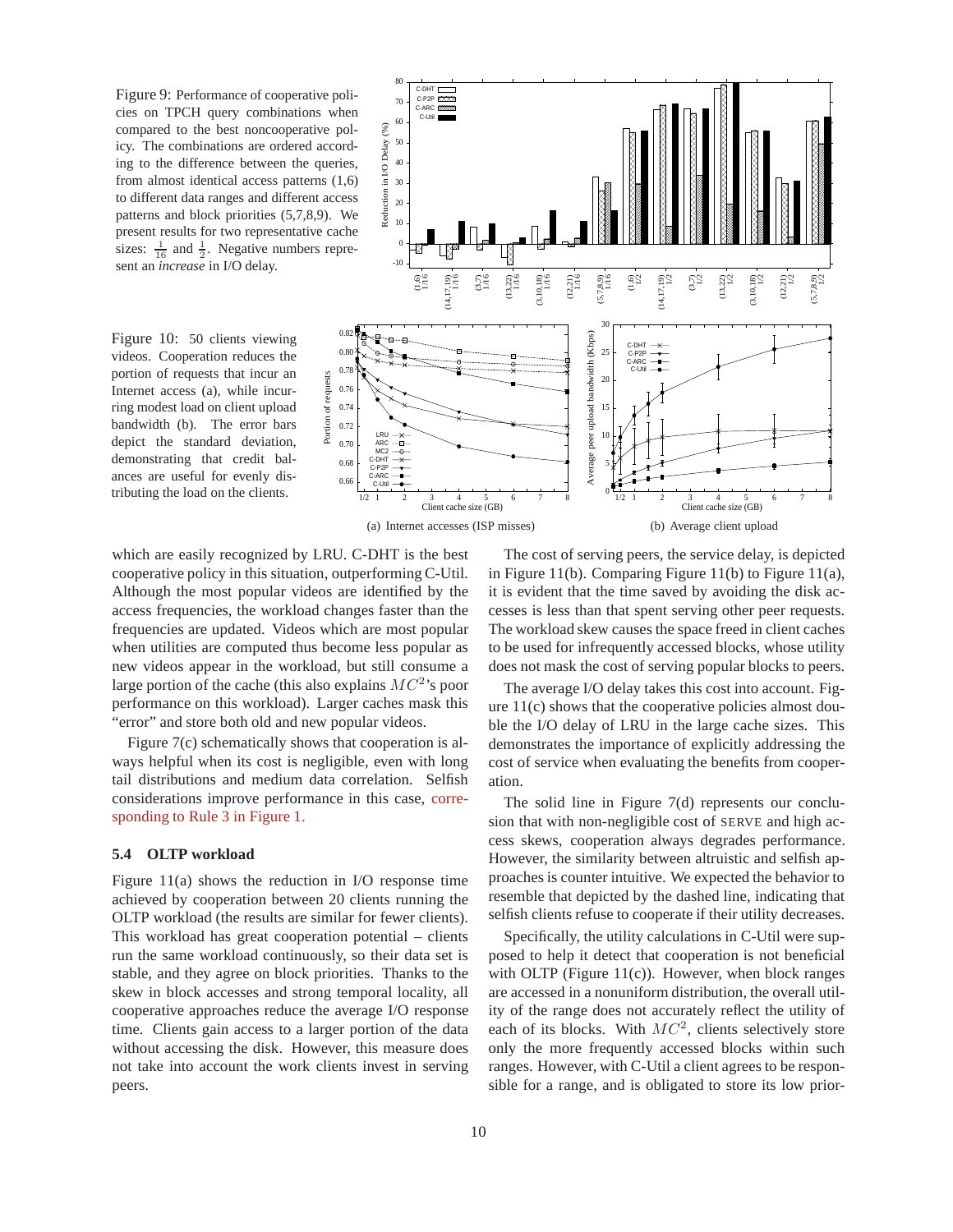Figure 9: Performance of cooperative policies on TPCH query combinations when compared to the best noncooperative policy. The combinations are ordered according to the difference between the queries, from almost identical access patterns (1,6) to different data ranges and different access patterns and block priorities (5,7,8,9). We present results for two representative cache sizes: $\frac{1}{16}$ and $\frac{1}{2}$. Negative numbers represent an *increase* in I/O delay.

Figure 10: 50 clients viewing videos. Cooperation reduces the portion of requests that incur an Internet access (a), while incurring modest load on client upload bandwidth (b). The error bars depict the standard deviation, demonstrating that credit balances are useful for evenly distributing the load on the clients.

(a) Internet accesses (ISP misses)

(b) Average client upload

which are easily recognized by LRU. C-DHT is the best cooperative policy in this situation, outperforming C-Util. Although the most popular videos are identified by the access frequencies, the workload changes faster than the frequencies are updated. Videos which are most popular when utilities are computed thus become less popular as new videos appear in the workload, but still consume a large portion of the cache (this also explains $MC^2$'s poor performance on this workload). Larger caches mask this "error" and store both old and new popular videos.

Figure 7(c) schematically shows that cooperation is always helpful when its cost is negligible, even with long tail distributions and medium data correlation. Selfish considerations improve performance in this case, corresponding to Rule 3 in Figure 1.

### 5.4 OLTP workload

Figure 11(a) shows the reduction in I/O response time achieved by cooperation between 20 clients running the OLTP workload (the results are similar for fewer clients). This workload has great cooperation potential – clients run the same workload continuously, so their data set is stable, and they agree on block priorities. Thanks to the skew in block accesses and strong temporal locality, all cooperative approaches reduce the average I/O response time. Clients gain access to a larger portion of the data without accessing the disk. However, this measure does not take into account the work clients invest in serving peers.

The cost of serving peers, the service delay, is depicted in Figure 11(b). Comparing Figure 11(b) to Figure 11(a), it is evident that the time saved by avoiding the disk accesses is less than that spent serving other peer requests. The workload skew causes the space freed in client caches to be used for infrequently accessed blocks, whose utility does not mask the cost of serving popular blocks to peers.

The average I/O delay takes this cost into account. Figure 11(c) shows that the cooperative policies almost double the I/O delay of LRU in the large cache sizes. This demonstrates the importance of explicitly addressing the cost of service when evaluating the benefits from cooperation.

The solid line in Figure 7(d) represents our conclusion that with non-negligible cost of SERVE and high access skews, cooperation always degrades performance. However, the similarity between altruistic and selfish approaches is counter intuitive. We expected the behavior to resemble that depicted by the dashed line, indicating that selfish clients refuse to cooperate if their utility decreases.

Specifically, the utility calculations in C-Util were supposed to help it detect that cooperation is not beneficial with OLTP (Figure 11(c)). However, when block ranges are accessed in a nonuniform distribution, the overall utility of the range does not accurately reflect the utility of each of its blocks. With $MC^2$, clients selectively store only the more frequently accessed blocks within such ranges. However, with C-Util a client agrees to be responsible for a range, and is obligated to store its low prior-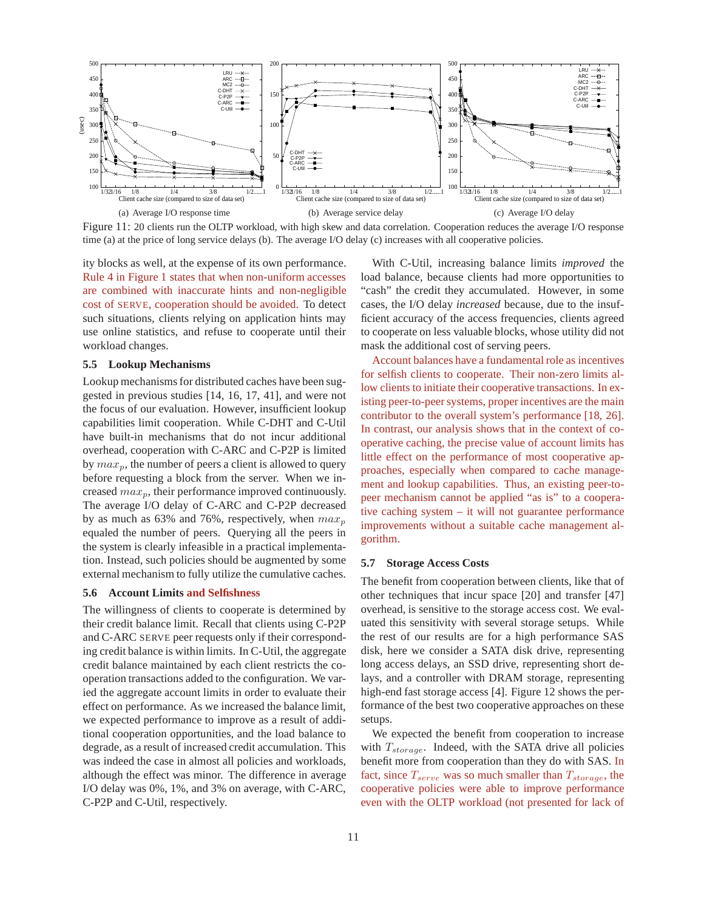Figure 11: 20 clients run the OLTP workload, with high skew and data correlation. Cooperation reduces the average I/O response time (a) at the price of long service delays (b). The average I/O delay (c) increases with all cooperative policies.

(a) Average I/O response time (b) Average service delay (c) Average I/O delay

ity blocks as well, at the expense of its own performance. Rule 4 in Figure 1 states that when non-uniform accesses are combined with inaccurate hints and non-negligible cost of SERVE, cooperation should be avoided. To detect such situations, clients relying on application hints may use online statistics, and refuse to cooperate until their workload changes.

### 5.5 Lookup Mechanisms

Lookup mechanisms for distributed caches have been suggested in previous studies [14, 16, 17, 41], and were not the focus of our evaluation. However, insufficient lookup capabilities limit cooperation. While C-DHT and C-Util have built-in mechanisms that do not incur additional overhead, cooperation with C-ARC and C-P2P is limited by $max_p$, the number of peers a client is allowed to query before requesting a block from the server. When we increased $max_p$, their performance improved continuously. The average I/O delay of C-ARC and C-P2P decreased by as much as 63% and 76%, respectively, when $max_p$ equaled the number of peers. Querying all the peers in the system is clearly infeasible in a practical implementation. Instead, such policies should be augmented by some external mechanism to fully utilize the cumulative caches.

### 5.6 Account Limits and Selfishness

The willingness of clients to cooperate is determined by their credit balance limit. Recall that clients using C-P2P and C-ARC SERVE peer requests only if their corresponding credit balance is within limits. In C-Util, the aggregate credit balance maintained by each client restricts the cooperation transactions added to the configuration. We varied the aggregate account limits in order to evaluate their effect on performance. As we increased the balance limit, we expected performance to improve as a result of additional cooperation opportunities, and the load balance to degrade, as a result of increased credit accumulation. This was indeed the case in almost all policies and workloads, although the effect was minor. The difference in average I/O delay was 0%, 1%, and 3% on average, with C-ARC, C-P2P and C-Util, respectively.

With C-Util, increasing balance limits *improved* the load balance, because clients had more opportunities to "cash" the credit they accumulated. However, in some cases, the I/O delay *increased* because, due to the insufficient accuracy of the access frequencies, clients agreed to cooperate on less valuable blocks, whose utility did not mask the additional cost of serving peers.

Account balances have a fundamental role as incentives for selfish clients to cooperate. Their non-zero limits allow clients to initiate their cooperative transactions. In existing peer-to-peer systems, proper incentives are the main contributor to the overall system's performance [18, 26]. In contrast, our analysis shows that in the context of cooperative caching, the precise value of account limits has little effect on the performance of most cooperative approaches, especially when compared to cache management and lookup capabilities. Thus, an existing peer-to-peer mechanism cannot be applied "as is" to a cooperative caching system – it will not guarantee performance improvements without a suitable cache management algorithm.

### 5.7 Storage Access Costs

The benefit from cooperation between clients, like that of other techniques that incur space [20] and transfer [47] overhead, is sensitive to the storage access cost. We evaluated this sensitivity with several storage setups. While the rest of our results are for a high performance SAS disk, here we consider a SATA disk drive, representing long access delays, an SSD drive, representing short delays, and a controller with DRAM storage, representing high-end fast storage access [4]. Figure 12 shows the performance of the best two cooperative approaches on these setups.

We expected the benefit from cooperation to increase with $T_{storage}$. Indeed, with the SATA drive all policies benefit more from cooperation than they do with SAS. In fact, since $T_{serve}$ was so much smaller than $T_{storage}$, the cooperative policies were able to improve performance even with the OLTP workload (not presented for lack of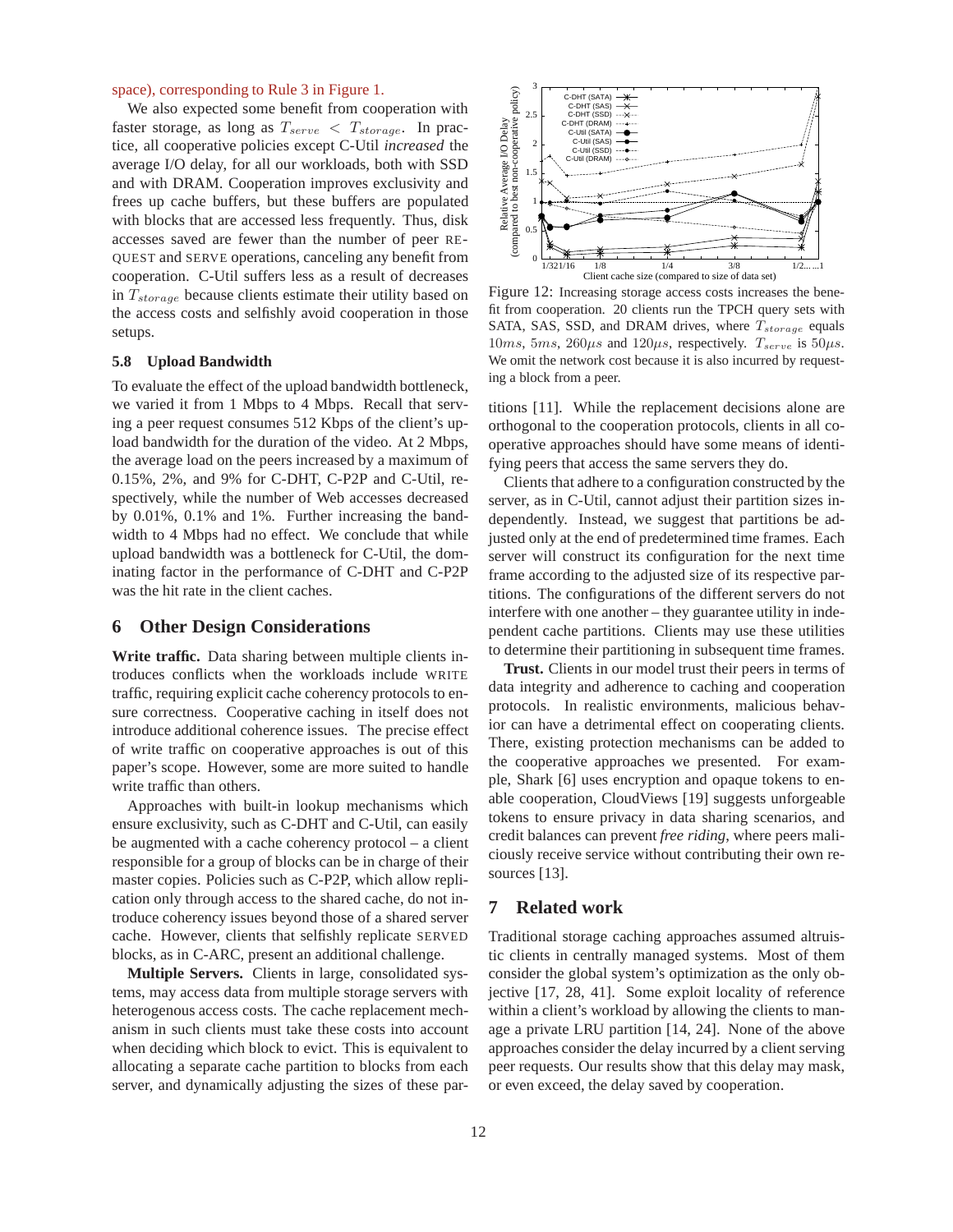space), corresponding to Rule 3 in Figure 1.

We also expected some benefit from cooperation with faster storage, as long as $T_{serve} < T_{storage}$. In practice, all cooperative policies except C-Util *increased* the average I/O delay, for all our workloads, both with SSD and with DRAM. Cooperation improves exclusivity and frees up cache buffers, but these buffers are populated with blocks that are accessed less frequently. Thus, disk accesses saved are fewer than the number of peer REQUEST and SERVE operations, canceling any benefit from cooperation. C-Util suffers less as a result of decreases in $T_{storage}$ because clients estimate their utility based on the access costs and selfishly avoid cooperation in those setups.

### 5.8 Upload Bandwidth

To evaluate the effect of the upload bandwidth bottleneck, we varied it from 1 Mbps to 4 Mbps. Recall that serving a peer request consumes 512 Kbps of the client's upload bandwidth for the duration of the video. At 2 Mbps, the average load on the peers increased by a maximum of 0.15%, 2%, and 9% for C-DHT, C-P2P and C-Util, respectively, while the number of Web accesses decreased by 0.01%, 0.1% and 1%. Further increasing the bandwidth to 4 Mbps had no effect. We conclude that while upload bandwidth was a bottleneck for C-Util, the dominating factor in the performance of C-DHT and C-P2P was the hit rate in the client caches.

## 6 Other Design Considerations

**Write traffic.** Data sharing between multiple clients introduces conflicts when the workloads include WRITE traffic, requiring explicit cache coherency protocols to ensure correctness. Cooperative caching in itself does not introduce additional coherence issues. The precise effect of write traffic on cooperative approaches is out of this paper's scope. However, some are more suited to handle write traffic than others.

Approaches with built-in lookup mechanisms which ensure exclusivity, such as C-DHT and C-Util, can easily be augmented with a cache coherency protocol – a client responsible for a group of blocks can be in charge of their master copies. Policies such as C-P2P, which allow replication only through access to the shared cache, do not introduce coherency issues beyond those of a shared server cache. However, clients that selfishly replicate SERVED blocks, as in C-ARC, present an additional challenge.

**Multiple Servers.** Clients in large, consolidated systems, may access data from multiple storage servers with heterogenous access costs. The cache replacement mechanism in such clients must take these costs into account when deciding which block to evict. This is equivalent to allocating a separate cache partition to blocks from each server, and dynamically adjusting the sizes of these partitions [11]. While the replacement decisions alone are orthogonal to the cooperation protocols, clients in all cooperative approaches should have some means of identifying peers that access the same servers they do.

Figure 12: Increasing storage access costs increases the benefit from cooperation. 20 clients run the TPCH query sets with SATA, SAS, SSD, and DRAM drives, where $T_{storage}$ equals $10ms$, $5ms$, $260\mu s$ and $120\mu s$, respectively. $T_{serve}$ is $50\mu s$. We omit the network cost because it is also incurred by requesting a block from a peer.

Clients that adhere to a configuration constructed by the server, as in C-Util, cannot adjust their partition sizes independently. Instead, we suggest that partitions be adjusted only at the end of predetermined time frames. Each server will construct its configuration for the next time frame according to the adjusted size of its respective partitions. The configurations of the different servers do not interfere with one another – they guarantee utility in independent cache partitions. Clients may use these utilities to determine their partitioning in subsequent time frames.

**Trust.** Clients in our model trust their peers in terms of data integrity and adherence to caching and cooperation protocols. In realistic environments, malicious behavior can have a detrimental effect on cooperating clients. There, existing protection mechanisms can be added to the cooperative approaches we presented. For example, Shark [6] uses encryption and opaque tokens to enable cooperation, CloudViews [19] suggests unforgeable tokens to ensure privacy in data sharing scenarios, and credit balances can prevent *free riding*, where peers maliciously receive service without contributing their own resources [13].

## 7 Related work

Traditional storage caching approaches assumed altruistic clients in centrally managed systems. Most of them consider the global system's optimization as the only objective [17, 28, 41]. Some exploit locality of reference within a client's workload by allowing the clients to manage a private LRU partition [14, 24]. None of the above approaches consider the delay incurred by a client serving peer requests. Our results show that this delay may mask, or even exceed, the delay saved by cooperation.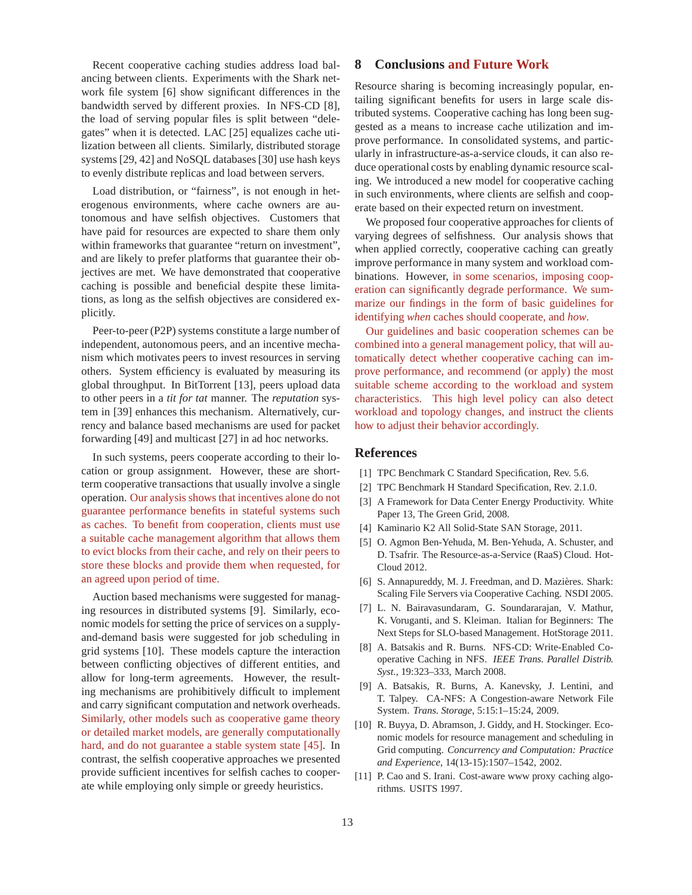Recent cooperative caching studies address load balancing between clients. Experiments with the Shark network file system [6] show significant differences in the bandwidth served by different proxies. In NFS-CD [8], the load of serving popular files is split between "delegates" when it is detected. LAC [25] equalizes cache utilization between all clients. Similarly, distributed storage systems [29, 42] and NoSQL databases [30] use hash keys to evenly distribute replicas and load between servers.

Load distribution, or "fairness", is not enough in heterogeneous environments, where cache owners are autonomous and have selfish objectives. Customers that have paid for resources are expected to share them only within frameworks that guarantee "return on investment", and are likely to prefer platforms that guarantee their objectives are met. We have demonstrated that cooperative caching is possible and beneficial despite these limitations, as long as the selfish objectives are considered explicitly.

Peer-to-peer (P2P) systems constitute a large number of independent, autonomous peers, and an incentive mechanism which motivates peers to invest resources in serving others. System efficiency is evaluated by measuring its global throughput. In BitTorrent [13], peers upload data to other peers in a *tit for tat* manner. The *reputation* system in [39] enhances this mechanism. Alternatively, currency and balance based mechanisms are used for packet forwarding [49] and multicast [27] in ad hoc networks.

In such systems, peers cooperate according to their location or group assignment. However, these are short-term cooperative transactions that usually involve a single operation. Our analysis shows that incentives alone do not guarantee performance benefits in stateful systems such as caches. To benefit from cooperation, clients must use a suitable cache management algorithm that allows them to evict blocks from their cache, and rely on their peers to store these blocks and provide them when requested, for an agreed upon period of time.

Auction based mechanisms were suggested for managing resources in distributed systems [9]. Similarly, economic models for setting the price of services on a supply-and-demand basis were suggested for job scheduling in grid systems [10]. These models capture the interaction between conflicting objectives of different entities, and allow for long-term agreements. However, the resulting mechanisms are prohibitively difficult to implement and carry significant computation and network overheads. Similarly, other models such as cooperative game theory or detailed market models, are generally computationally hard, and do not guarantee a stable system state [45]. In contrast, the selfish cooperative approaches we presented provide sufficient incentives for selfish caches to cooperate while employing only simple or greedy heuristics.

## 8 Conclusions and Future Work

Resource sharing is becoming increasingly popular, entailing significant benefits for users in large scale distributed systems. Cooperative caching has long been suggested as a means to increase cache utilization and improve performance. In consolidated systems, and particularly in infrastructure-as-a-service clouds, it can also reduce operational costs by enabling dynamic resource scaling. We introduced a new model for cooperative caching in such environments, where clients are selfish and cooperate based on their expected return on investment.

We proposed four cooperative approaches for clients of varying degrees of selfishness. Our analysis shows that when applied correctly, cooperative caching can greatly improve performance in many system and workload combinations. However, in some scenarios, imposing cooperation can significantly degrade performance. We summarize our findings in the form of basic guidelines for identifying *when* caches should cooperate, and *how*.

Our guidelines and basic cooperation schemes can be combined into a general management policy, that will automatically detect whether cooperative caching can improve performance, and recommend (or apply) the most suitable scheme according to the workload and system characteristics. This high level policy can also detect workload and topology changes, and instruct the clients how to adjust their behavior accordingly.

## References

[1] TPC Benchmark C Standard Specification, Rev. 5.6.

[2] TPC Benchmark H Standard Specification, Rev. 2.1.0.

[3] A Framework for Data Center Energy Productivity. White Paper 13, The Green Grid, 2008.

[4] Kaminario K2 All Solid-State SAN Storage, 2011.

[5] O. Agmon Ben-Yehuda, M. Ben-Yehuda, A. Schuster, and D. Tsafrir. The Resource-as-a-Service (RaaS) Cloud. HotCloud 2012.

[6] S. Annapureddy, M. J. Freedman, and D. Mazières. Shark: Scaling File Servers via Cooperative Caching. NSDI 2005.

[7] L. N. Bairavasundaram, G. Soundararajan, V. Mathur, K. Voruganti, and S. Kleiman. Italian for Beginners: The Next Steps for SLO-based Management. HotStorage 2011.

[8] A. Batsakis and R. Burns. NFS-CD: Write-Enabled Cooperative Caching in NFS. *IEEE Trans. Parallel Distrib. Syst.*, 19:323–333, March 2008.

[9] A. Batsakis, R. Burns, A. Kanevsky, J. Lentini, and T. Talpey. CA-NFS: A Congestion-aware Network File System. *Trans. Storage*, 5:15:1–15:24, 2009.

[10] R. Buyya, D. Abramson, J. Giddy, and H. Stockinger. Economic models for resource management and scheduling in Grid computing. *Concurrency and Computation: Practice and Experience*, 14(13-15):1507–1542, 2002.

[11] P. Cao and S. Irani. Cost-aware www proxy caching algorithms. USITS 1997.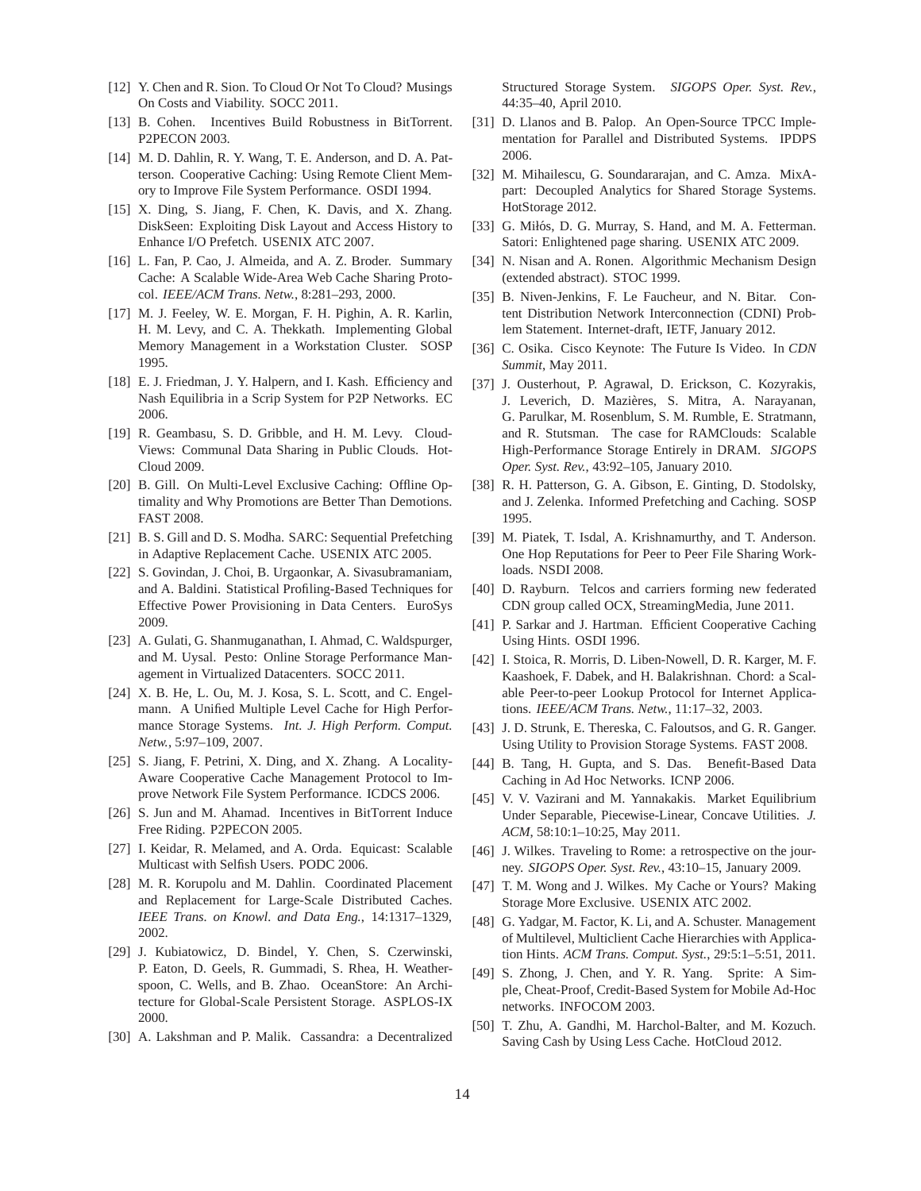[12] Y. Chen and R. Sion. To Cloud Or Not To Cloud? Musings On Costs and Viability. SOCC 2011.

[13] B. Cohen. Incentives Build Robustness in BitTorrent. P2PECON 2003.

[14] M. D. Dahlin, R. Y. Wang, T. E. Anderson, and D. A. Patterson. Cooperative Caching: Using Remote Client Memory to Improve File System Performance. OSDI 1994.

[15] X. Ding, S. Jiang, F. Chen, K. Davis, and X. Zhang. DiskSeen: Exploiting Disk Layout and Access History to Enhance I/O Prefetch. USENIX ATC 2007.

[16] L. Fan, P. Cao, J. Almeida, and A. Z. Broder. Summary Cache: A Scalable Wide-Area Web Cache Sharing Protocol. *IEEE/ACM Trans. Netw.*, 8:281–293, 2000.

[17] M. J. Feeley, W. E. Morgan, F. H. Pighin, A. R. Karlin, H. M. Levy, and C. A. Thekkath. Implementing Global Memory Management in a Workstation Cluster. SOSP 1995.

[18] E. J. Friedman, J. Y. Halpern, and I. Kash. Efficiency and Nash Equilibria in a Scrip System for P2P Networks. EC 2006.

[19] R. Geambasu, S. D. Gribble, and H. M. Levy. CloudViews: Communal Data Sharing in Public Clouds. HotCloud 2009.

[20] B. Gill. On Multi-Level Exclusive Caching: Offline Optimality and Why Promotions are Better Than Demotions. FAST 2008.

[21] B. S. Gill and D. S. Modha. SARC: Sequential Prefetching in Adaptive Replacement Cache. USENIX ATC 2005.

[22] S. Govindan, J. Choi, B. Urgaonkar, A. Sivasubramaniam, and A. Baldini. Statistical Profiling-Based Techniques for Effective Power Provisioning in Data Centers. EuroSys 2009.

[23] A. Gulati, G. Shanmuganathan, I. Ahmad, C. Waldspurger, and M. Uysal. Pesto: Online Storage Performance Management in Virtualized Datacenters. SOCC 2011.

[24] X. B. He, L. Ou, M. J. Kosa, S. L. Scott, and C. Engelmann. A Unified Multiple Level Cache for High Performance Storage Systems. *Int. J. High Perform. Comput. Netw.*, 5:97–109, 2007.

[25] S. Jiang, F. Petrini, X. Ding, and X. Zhang. A Locality-Aware Cooperative Cache Management Protocol to Improve Network File System Performance. ICDCS 2006.

[26] S. Jun and M. Ahamad. Incentives in BitTorrent Induce Free Riding. P2PECON 2005.

[27] I. Keidar, R. Melamed, and A. Orda. Equicast: Scalable Multicast with Selfish Users. PODC 2006.

[28] M. R. Korupolu and M. Dahlin. Coordinated Placement and Replacement for Large-Scale Distributed Caches. *IEEE Trans. on Knowl. and Data Eng.*, 14:1317–1329, 2002.

[29] J. Kubiatowicz, D. Bindel, Y. Chen, S. Czerwinski, P. Eaton, D. Geels, R. Gummadi, S. Rhea, H. Weatherspoon, C. Wells, and B. Zhao. OceanStore: An Architecture for Global-Scale Persistent Storage. ASPLOS-IX 2000.

[30] A. Lakshman and P. Malik. Cassandra: a Decentralized Structured Storage System. *SIGOPS Oper. Syst. Rev.*, 44:35–40, April 2010.

[31] D. Llanos and B. Palop. An Open-Source TPCC Implementation for Parallel and Distributed Systems. IPDPS 2006.

[32] M. Mihailescu, G. Soundararajan, and C. Amza. MixApart: Decoupled Analytics for Shared Storage Systems. HotStorage 2012.

[33] G. Miłós, D. G. Murray, S. Hand, and M. A. Fetterman. Satori: Enlightened page sharing. USENIX ATC 2009.

[34] N. Nisan and A. Ronen. Algorithmic Mechanism Design (extended abstract). STOC 1999.

[35] B. Niven-Jenkins, F. Le Faucheur, and N. Bitar. Content Distribution Network Interconnection (CDNI) Problem Statement. Internet-draft, IETF, January 2012.

[36] C. Osika. Cisco Keynote: The Future Is Video. In *CDN Summit*, May 2011.

[37] J. Ousterhout, P. Agrawal, D. Erickson, C. Kozyrakis, J. Leverich, D. Mazières, S. Mitra, A. Narayanan, G. Parulkar, M. Rosenblum, S. M. Rumble, E. Stratmann, and R. Stutsman. The case for RAMClouds: Scalable High-Performance Storage Entirely in DRAM. *SIGOPS Oper. Syst. Rev.*, 43:92–105, January 2010.

[38] R. H. Patterson, G. A. Gibson, E. Ginting, D. Stodolsky, and J. Zelenka. Informed Prefetching and Caching. SOSP 1995.

[39] M. Piatek, T. Isdal, A. Krishnamurthy, and T. Anderson. One Hop Reputations for Peer to Peer File Sharing Workloads. NSDI 2008.

[40] D. Rayburn. Telcos and carriers forming new federated CDN group called OCX, StreamingMedia, June 2011.

[41] P. Sarkar and J. Hartman. Efficient Cooperative Caching Using Hints. OSDI 1996.

[42] I. Stoica, R. Morris, D. Liben-Nowell, D. R. Karger, M. F. Kaashoek, F. Dabek, and H. Balakrishnan. Chord: a Scalable Peer-to-peer Lookup Protocol for Internet Applications. *IEEE/ACM Trans. Netw.*, 11:17–32, 2003.

[43] J. D. Strunk, E. Thereska, C. Faloutsos, and G. R. Ganger. Using Utility to Provision Storage Systems. FAST 2008.

[44] B. Tang, H. Gupta, and S. Das. Benefit-Based Data Caching in Ad Hoc Networks. ICNP 2006.

[45] V. V. Vazirani and M. Yannakakis. Market Equilibrium Under Separable, Piecewise-Linear, Concave Utilities. *J. ACM*, 58:10:1–10:25, May 2011.

[46] J. Wilkes. Traveling to Rome: a retrospective on the journey. *SIGOPS Oper. Syst. Rev.*, 43:10–15, January 2009.

[47] T. M. Wong and J. Wilkes. My Cache or Yours? Making Storage More Exclusive. USENIX ATC 2002.

[48] G. Yadgar, M. Factor, K. Li, and A. Schuster. Management of Multilevel, Multiclient Cache Hierarchies with Application Hints. *ACM Trans. Comput. Syst.*, 29:5:1–5:51, 2011.

[49] S. Zhong, J. Chen, and Y. R. Yang. Sprite: A Simple, Cheat-Proof, Credit-Based System for Mobile Ad-Hoc networks. INFOCOM 2003.

[50] T. Zhu, A. Gandhi, M. Harchol-Balter, and M. Kozuch. Saving Cash by Using Less Cache. HotCloud 2012.